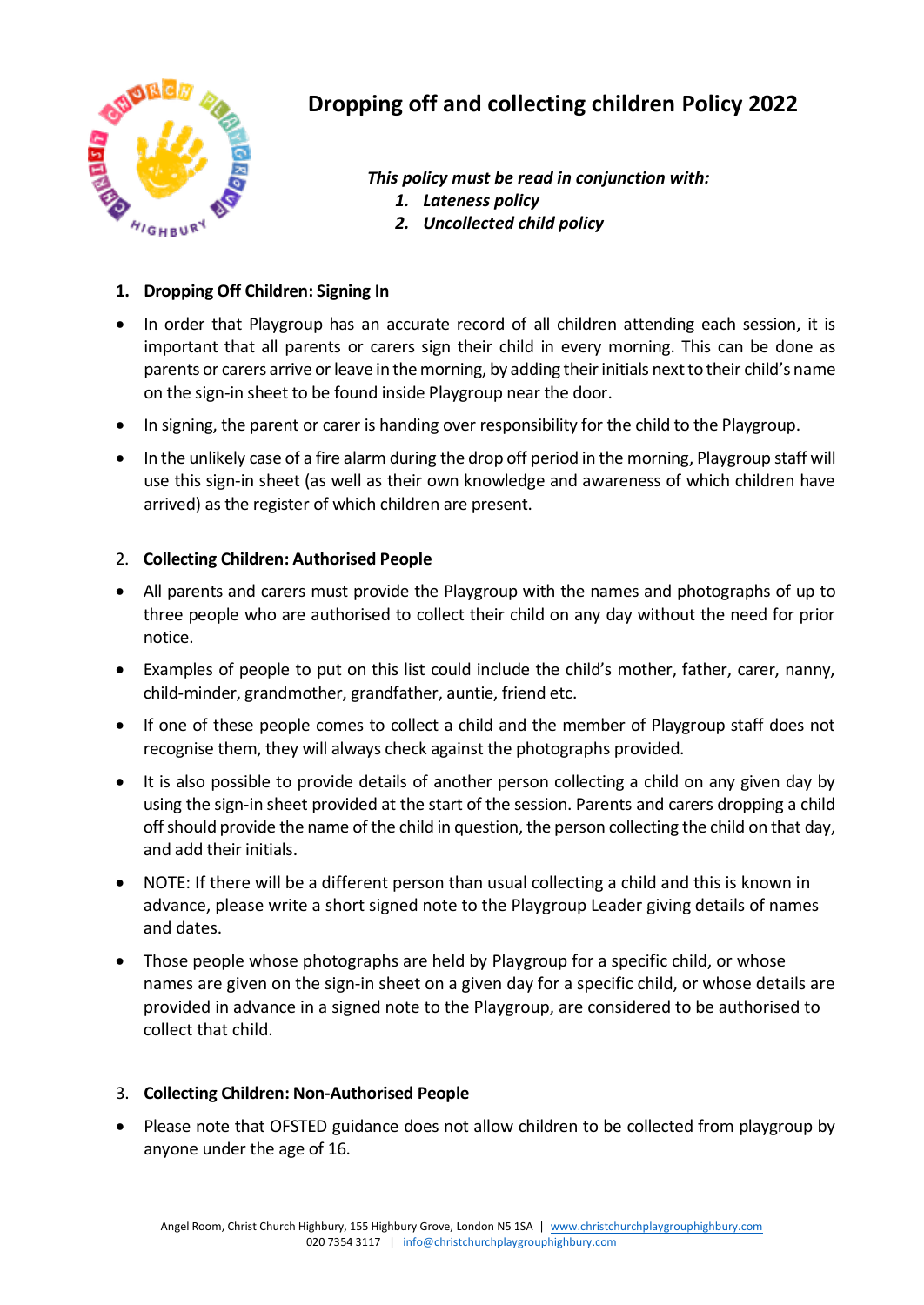# Dropping off and collecting children Policy 2022

***This policy must be read in conjunction with:***

1. ***Lateness policy***
2. ***Uncollected child policy***

## 1. Dropping Off Children: Signing In

- In order that Playgroup has an accurate record of all children attending each session, it is important that all parents or carers sign their child in every morning. This can be done as parents or carers arrive or leave in the morning, by adding their initials next to their child's name on the sign-in sheet to be found inside Playgroup near the door.
- In signing, the parent or carer is handing over responsibility for the child to the Playgroup.
- In the unlikely case of a fire alarm during the drop off period in the morning, Playgroup staff will use this sign-in sheet (as well as their own knowledge and awareness of which children have arrived) as the register of which children are present.

## 2. Collecting Children: Authorised People

- All parents and carers must provide the Playgroup with the names and photographs of up to three people who are authorised to collect their child on any day without the need for prior notice.
- Examples of people to put on this list could include the child's mother, father, carer, nanny, child-minder, grandmother, grandfather, auntie, friend etc.
- If one of these people comes to collect a child and the member of Playgroup staff does not recognise them, they will always check against the photographs provided.
- It is also possible to provide details of another person collecting a child on any given day by using the sign-in sheet provided at the start of the session. Parents and carers dropping a child off should provide the name of the child in question, the person collecting the child on that day, and add their initials.
- NOTE: If there will be a different person than usual collecting a child and this is known in advance, please write a short signed note to the Playgroup Leader giving details of names and dates.
- Those people whose photographs are held by Playgroup for a specific child, or whose names are given on the sign-in sheet on a given day for a specific child, or whose details are provided in advance in a signed note to the Playgroup, are considered to be authorised to collect that child.

## 3. Collecting Children: Non-Authorised People

- Please note that OFSTED guidance does not allow children to be collected from playgroup by anyone under the age of 16.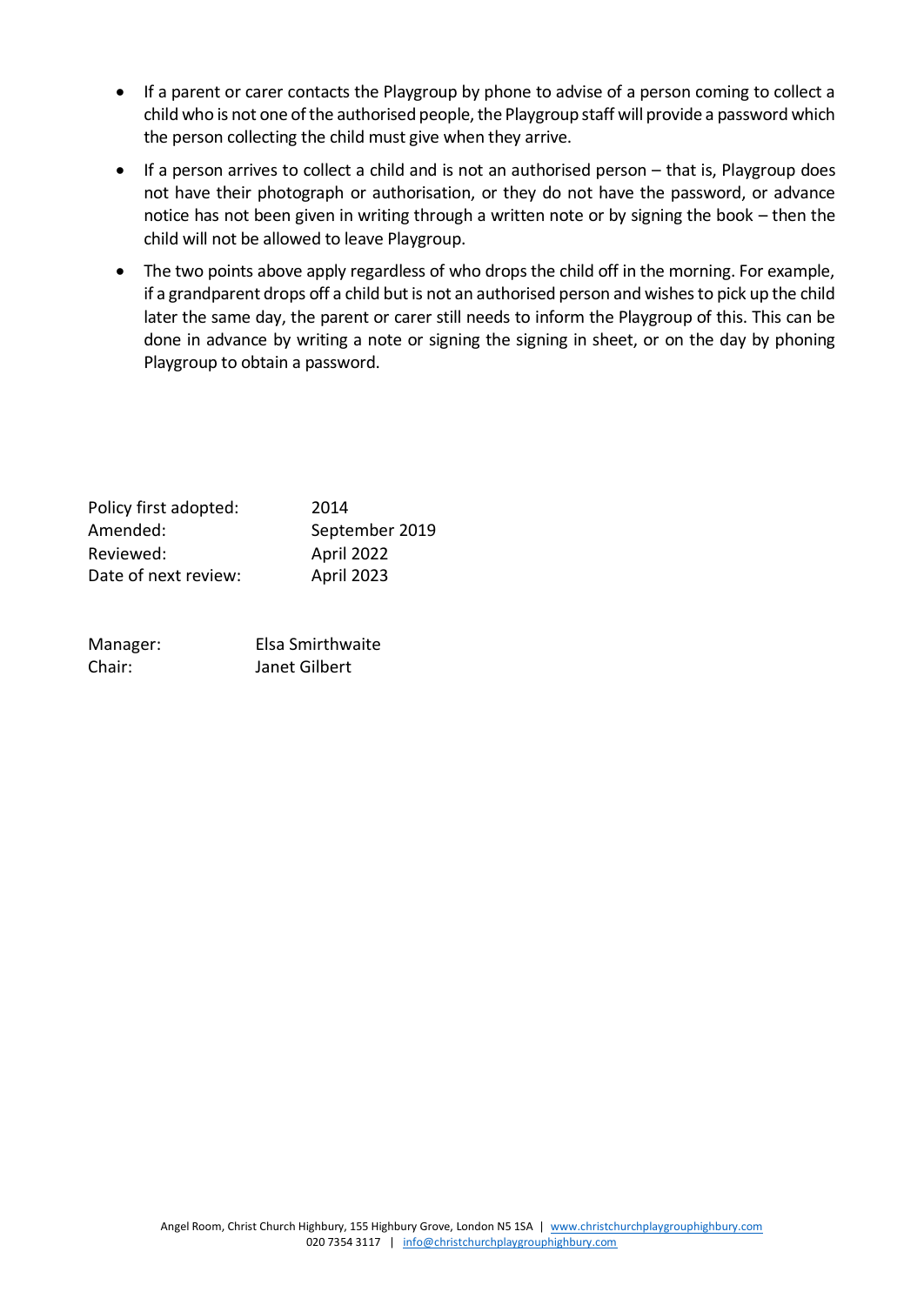- If a parent or carer contacts the Playgroup by phone to advise of a person coming to collect a child who is not one of the authorised people, the Playgroup staff will provide a password which the person collecting the child must give when they arrive.
- If a person arrives to collect a child and is not an authorised person – that is, Playgroup does not have their photograph or authorisation, or they do not have the password, or advance notice has not been given in writing through a written note or by signing the book – then the child will not be allowed to leave Playgroup.
- The two points above apply regardless of who drops the child off in the morning. For example, if a grandparent drops off a child but is not an authorised person and wishes to pick up the child later the same day, the parent or carer still needs to inform the Playgroup of this. This can be done in advance by writing a note or signing the signing in sheet, or on the day by phoning Playgroup to obtain a password.

| | |
|---|---|
| Policy first adopted: | 2014 |
| Amended: | September 2019 |
| Reviewed: | April 2022 |
| Date of next review: | April 2023 |

| | |
|---|---|
| Manager: | Elsa Smirthwaite |
| Chair: | Janet Gilbert |

Angel Room, Christ Church Highbury, 155 Highbury Grove, London N5 1SA | www.christchurchplaygrouphighbury.com
020 7354 3117 | info@christchurchplaygrouphighbury.com